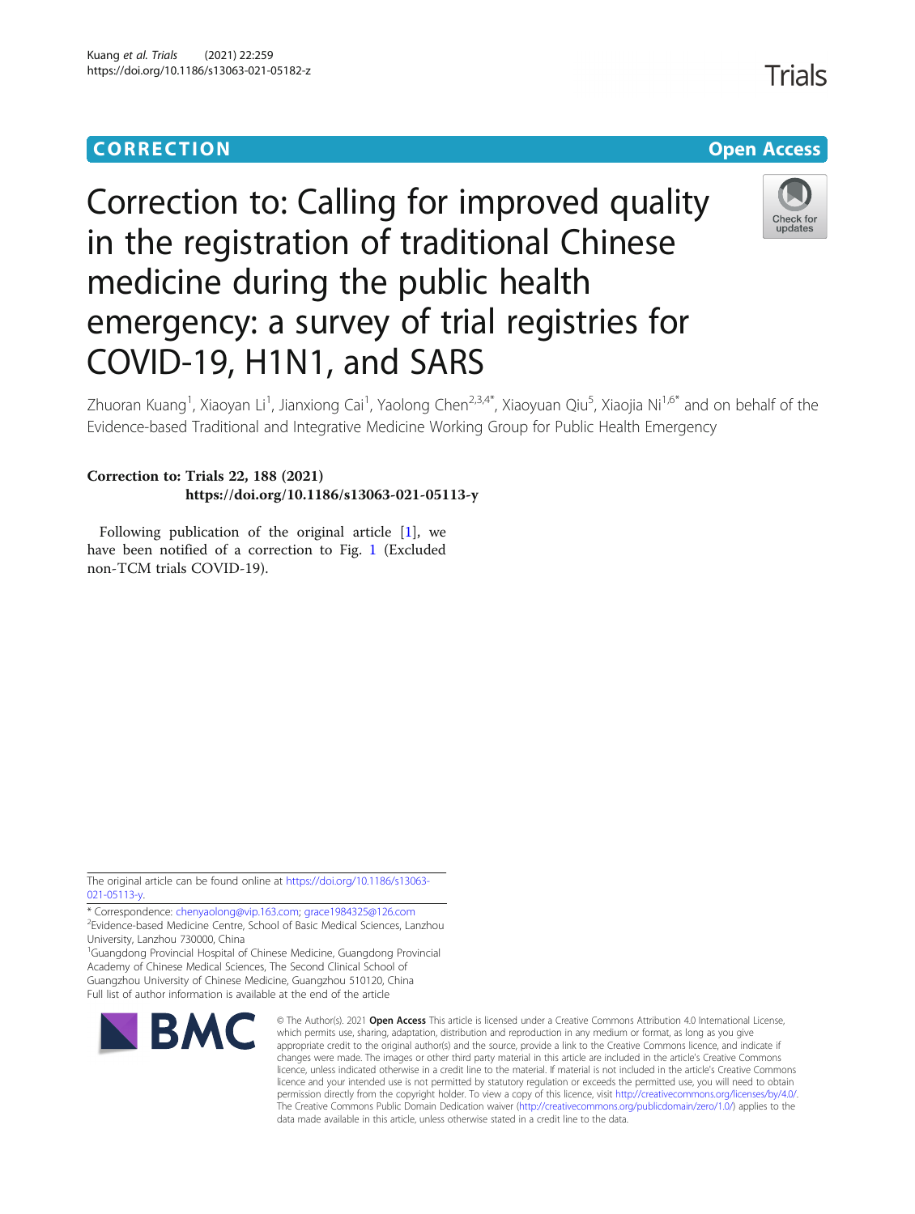CORRECTION

Open Access

# Correction to: Calling for improved quality in the registration of traditional Chinese medicine during the public health emergency: a survey of trial registries for COVID-19, H1N1, and SARS

Zhuoran Kuang[1], Xiaoyan Li[1], Jianxiong Cai[1], Yaolong Chen[2,3,4*], Xiaoyuan Qiu[5], Xiaojia Ni[1,6*] and on behalf of the Evidence-based Traditional and Integrative Medicine Working Group for Public Health Emergency

**Correction to: Trials 22, 188 (2021)**
**https://doi.org/10.1186/s13063-021-05113-y**

Following publication of the original article [1], we have been notified of a correction to Fig. 1 (Excluded non-TCM trials COVID-19).

The original article can be found online at https://doi.org/10.1186/s13063-021-05113-y.

\* Correspondence: chenyaolong@vip.163.com; grace1984325@126.com
[2]Evidence-based Medicine Centre, School of Basic Medical Sciences, Lanzhou University, Lanzhou 730000, China
[1]Guangdong Provincial Hospital of Chinese Medicine, Guangdong Provincial Academy of Chinese Medical Sciences, The Second Clinical School of Guangzhou University of Chinese Medicine, Guangzhou 510120, China
Full list of author information is available at the end of the article

© The Author(s). 2021 **Open Access** This article is licensed under a Creative Commons Attribution 4.0 International License, which permits use, sharing, adaptation, distribution and reproduction in any medium or format, as long as you give appropriate credit to the original author(s) and the source, provide a link to the Creative Commons licence, and indicate if changes were made. The images or other third party material in this article are included in the article's Creative Commons licence, unless indicated otherwise in a credit line to the material. If material is not included in the article's Creative Commons licence and your intended use is not permitted by statutory regulation or exceeds the permitted use, you will need to obtain permission directly from the copyright holder. To view a copy of this licence, visit http://creativecommons.org/licenses/by/4.0/. The Creative Commons Public Domain Dedication waiver (http://creativecommons.org/publicdomain/zero/1.0/) applies to the data made available in this article, unless otherwise stated in a credit line to the data.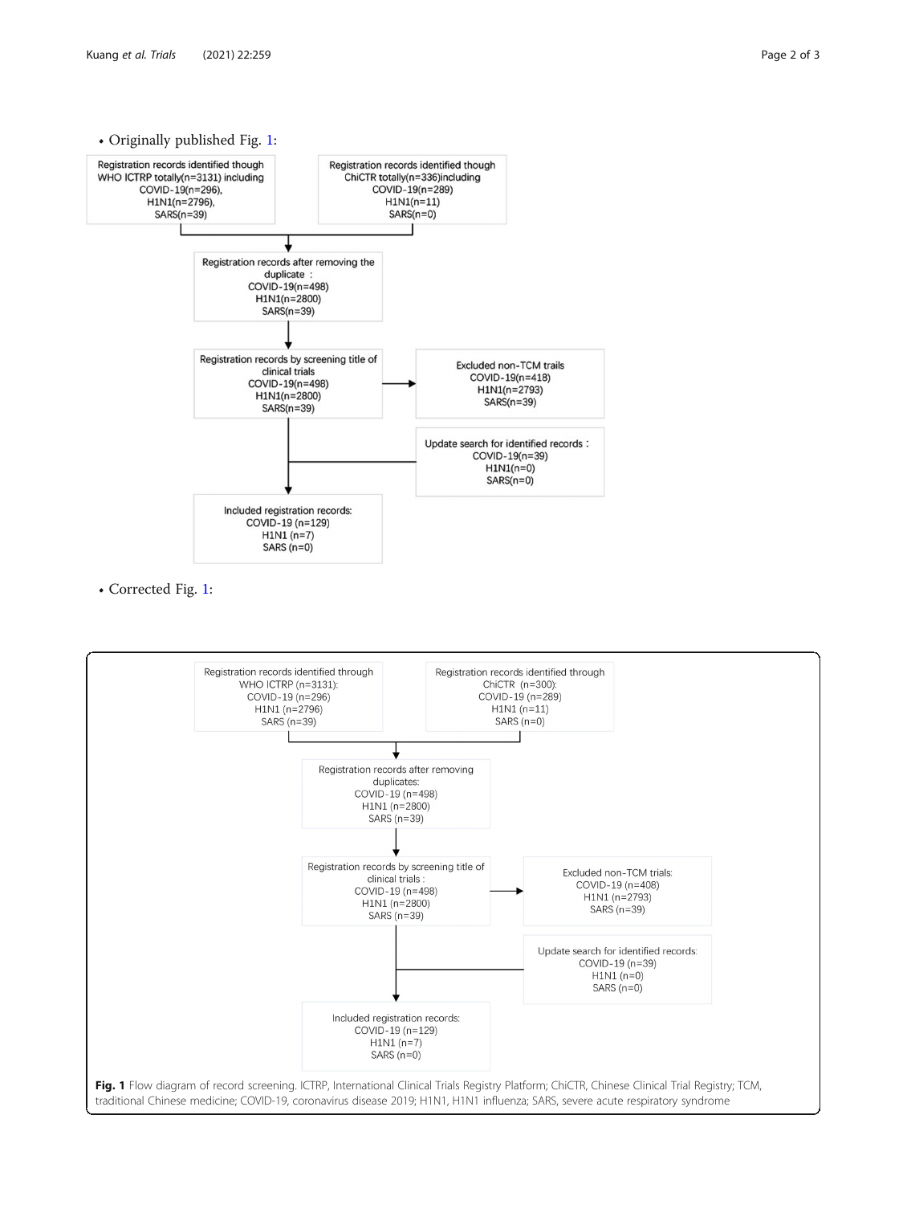• Originally published Fig. 1:

Registration records identified though WHO ICTRP totally(n=3131) including COVID-19(n=296), H1N1(n=2796), SARS(n=39)

Registration records identified though ChiCTR totally(n=336)including COVID-19(n=289) H1N1(n=11) SARS(n=0)

Registration records after removing the duplicate : COVID-19(n=498) H1N1(n=2800) SARS(n=39)

Registration records by screening title of clinical trials COVID-19(n=498) H1N1(n=2800) SARS(n=39)

Excluded non-TCM trails COVID-19(n=418) H1N1(n=2793) SARS(n=39)

Update search for identified records : COVID-19(n=39) H1N1(n=0) SARS(n=0)

Included registration records: COVID-19 (n=129) H1N1 (n=7) SARS (n=0)

• Corrected Fig. 1:

Registration records identified through WHO ICTRP (n=3131): COVID-19 (n=296) H1N1 (n=2796) SARS (n=39)

Registration records identified through ChiCTR (n=300): COVID-19 (n=289) H1N1 (n=11) SARS (n=0)

Registration records after removing duplicates: COVID-19 (n=498) H1N1 (n=2800) SARS (n=39)

Registration records by screening title of clinical trials : COVID-19 (n=498) H1N1 (n=2800) SARS (n=39)

Excluded non-TCM trials: COVID-19 (n=408) H1N1 (n=2793) SARS (n=39)

Update search for identified records: COVID-19 (n=39) H1N1 (n=0) SARS (n=0)

Included registration records: COVID-19 (n=129) H1N1 (n=7) SARS (n=0)

**Fig. 1** Flow diagram of record screening. ICTRP, International Clinical Trials Registry Platform; ChiCTR, Chinese Clinical Trial Registry; TCM, traditional Chinese medicine; COVID-19, coronavirus disease 2019; H1N1, H1N1 influenza; SARS, severe acute respiratory syndrome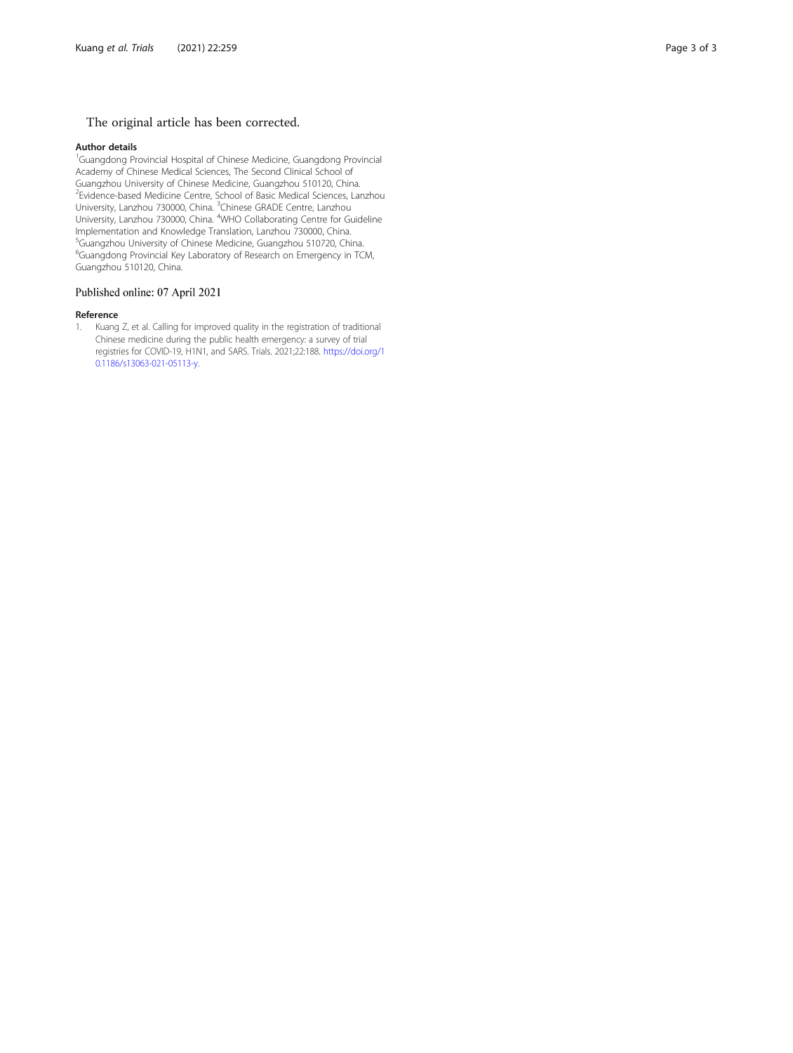The original article has been corrected.

### Author details

[1]Guangdong Provincial Hospital of Chinese Medicine, Guangdong Provincial Academy of Chinese Medical Sciences, The Second Clinical School of Guangzhou University of Chinese Medicine, Guangzhou 510120, China. [2]Evidence-based Medicine Centre, School of Basic Medical Sciences, Lanzhou University, Lanzhou 730000, China. [3]Chinese GRADE Centre, Lanzhou University, Lanzhou 730000, China. [4]WHO Collaborating Centre for Guideline Implementation and Knowledge Translation, Lanzhou 730000, China. [5]Guangzhou University of Chinese Medicine, Guangzhou 510720, China. [6]Guangdong Provincial Key Laboratory of Research on Emergency in TCM, Guangzhou 510120, China.

Published online: 07 April 2021

### Reference

1. Kuang Z, et al. Calling for improved quality in the registration of traditional Chinese medicine during the public health emergency: a survey of trial registries for COVID-19, H1N1, and SARS. Trials. 2021;22:188. https://doi.org/10.1186/s13063-021-05113-y.